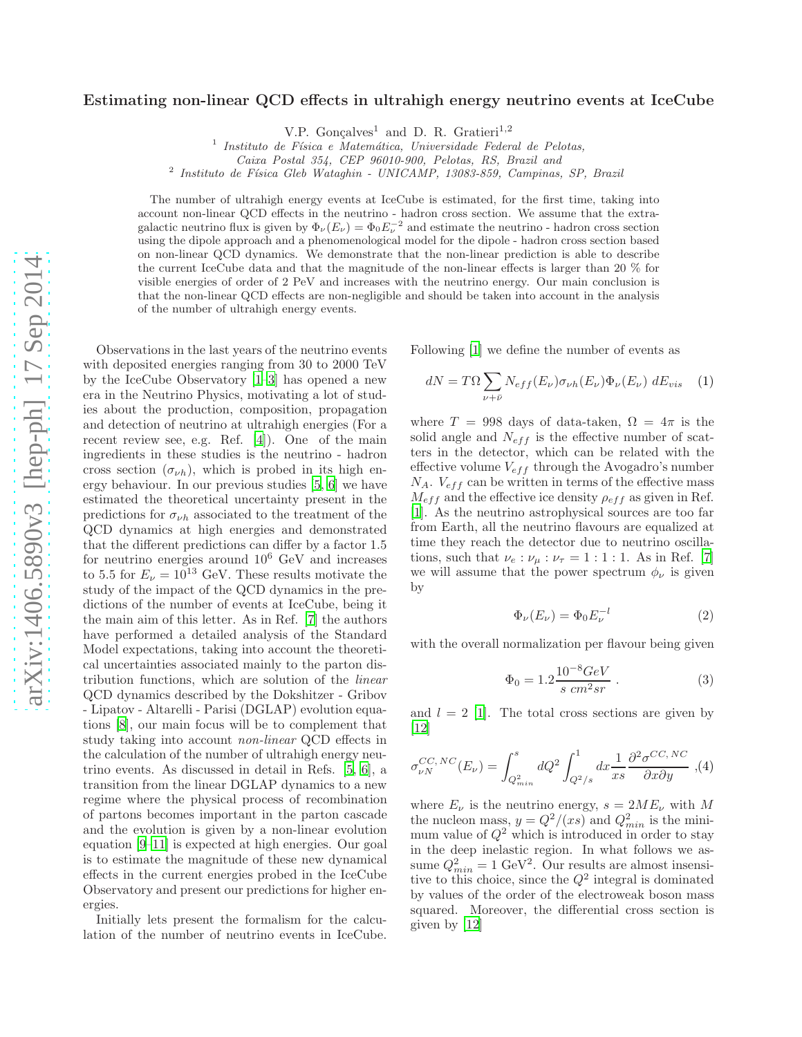# Estimating non-linear QCD effects in ultrahigh energy neutrino events at IceCube

V.P. Gonçalves[1] and D. R. Gratieri[1,2]

[1] *Instituto de Física e Matemática, Universidade Federal de Pelotas, Caixa Postal 354, CEP 96010-900, Pelotas, RS, Brazil and*
[2] *Instituto de Física Gleb Wataghin - UNICAMP, 13083-859, Campinas, SP, Brazil*

The number of ultrahigh energy events at IceCube is estimated, for the first time, taking into account non-linear QCD effects in the neutrino - hadron cross section. We assume that the extragalactic neutrino flux is given by $\Phi_\nu(E_\nu) = \Phi_0 E_\nu^{-2}$ and estimate the neutrino - hadron cross section using the dipole approach and a phenomenological model for the dipole - hadron cross section based on non-linear QCD dynamics. We demonstrate that the non-linear prediction is able to describe the current IceCube data and that the magnitude of the non-linear effects is larger than 20 % for visible energies of order of 2 PeV and increases with the neutrino energy. Our main conclusion is that the non-linear QCD effects are non-negligible and should be taken into account in the analysis of the number of ultrahigh energy events.

Observations in the last years of the neutrino events with deposited energies ranging from 30 to 2000 TeV by the IceCube Observatory [1–3] has opened a new era in the Neutrino Physics, motivating a lot of studies about the production, composition, propagation and detection of neutrino at ultrahigh energies (For a recent review see, e.g. Ref. [4]). One of the main ingredients in these studies is the neutrino - hadron cross section ($\sigma_{\nu h}$), which is probed in its high energy behaviour. In our previous studies [5, 6] we have estimated the theoretical uncertainty present in the predictions for $\sigma_{\nu h}$ associated to the treatment of the QCD dynamics at high energies and demonstrated that the different predictions can differ by a factor 1.5 for neutrino energies around $10^6$ GeV and increases to 5.5 for $E_\nu = 10^{13}$ GeV. These results motivate the study of the impact of the QCD dynamics in the predictions of the number of events at IceCube, being it the main aim of this letter. As in Ref. [7] the authors have performed a detailed analysis of the Standard Model expectations, taking into account the theoretical uncertainties associated mainly to the parton distribution functions, which are solution of the *linear* QCD dynamics described by the Dokshitzer - Gribov - Lipatov - Altarelli - Parisi (DGLAP) evolution equations [8], our main focus will be to complement that study taking into account *non-linear* QCD effects in the calculation of the number of ultrahigh energy neutrino events. As discussed in detail in Refs. [5, 6], a transition from the linear DGLAP dynamics to a new regime where the physical process of recombination of partons becomes important in the parton cascade and the evolution is given by a non-linear evolution equation [9–11] is expected at high energies. Our goal is to estimate the magnitude of these new dynamical effects in the current energies probed in the IceCube Observatory and present our predictions for higher energies.

Initially lets present the formalism for the calculation of the number of neutrino events in IceCube. Following [1] we define the number of events as

$$dN = T\Omega \sum_{\nu+\bar{\nu}} N_{eff}(E_\nu)\sigma_{\nu h}(E_\nu)\Phi_\nu(E_\nu)\; dE_{vis} \quad (1)$$

where $T = 998$ days of data-taken, $\Omega = 4\pi$ is the solid angle and $N_{eff}$ is the effective number of scatters in the detector, which can be related with the effective volume $V_{eff}$ through the Avogadro's number $N_A$. $V_{eff}$ can be written in terms of the effective mass $M_{eff}$ and the effective ice density $\rho_{eff}$ as given in Ref. [1]. As the neutrino astrophysical sources are too far from Earth, all the neutrino flavours are equalized at time they reach the detector due to neutrino oscillations, such that $\nu_e : \nu_\mu : \nu_\tau = 1 : 1 : 1$. As in Ref. [7] we will assume that the power spectrum $\phi_\nu$ is given by

$$\Phi_\nu(E_\nu) = \Phi_0 E_\nu^{-l} \quad (2)$$

with the overall normalization per flavour being given

$$\Phi_0 = 1.2\frac{10^{-8}GeV}{s\ cm^2 sr}\ . \quad (3)$$

and $l = 2$ [1]. The total cross sections are given by [12]

$$\sigma_{\nu N}^{CC,\,NC}(E_\nu) = \int_{Q^2_{min}}^{s} dQ^2 \int_{Q^2/s}^{1} dx \frac{1}{xs}\frac{\partial^2\sigma^{CC,\,NC}}{\partial x \partial y}\ , \quad (4)$$

where $E_\nu$ is the neutrino energy, $s = 2ME_\nu$ with $M$ the nucleon mass, $y = Q^2/(xs)$ and $Q^2_{min}$ is the minimum value of $Q^2$ which is introduced in order to stay in the deep inelastic region. In what follows we assume $Q^2_{min} = 1$ GeV$^2$. Our results are almost insensitive to this choice, since the $Q^2$ integral is dominated by values of the order of the electroweak boson mass squared. Moreover, the differential cross section is given by [12]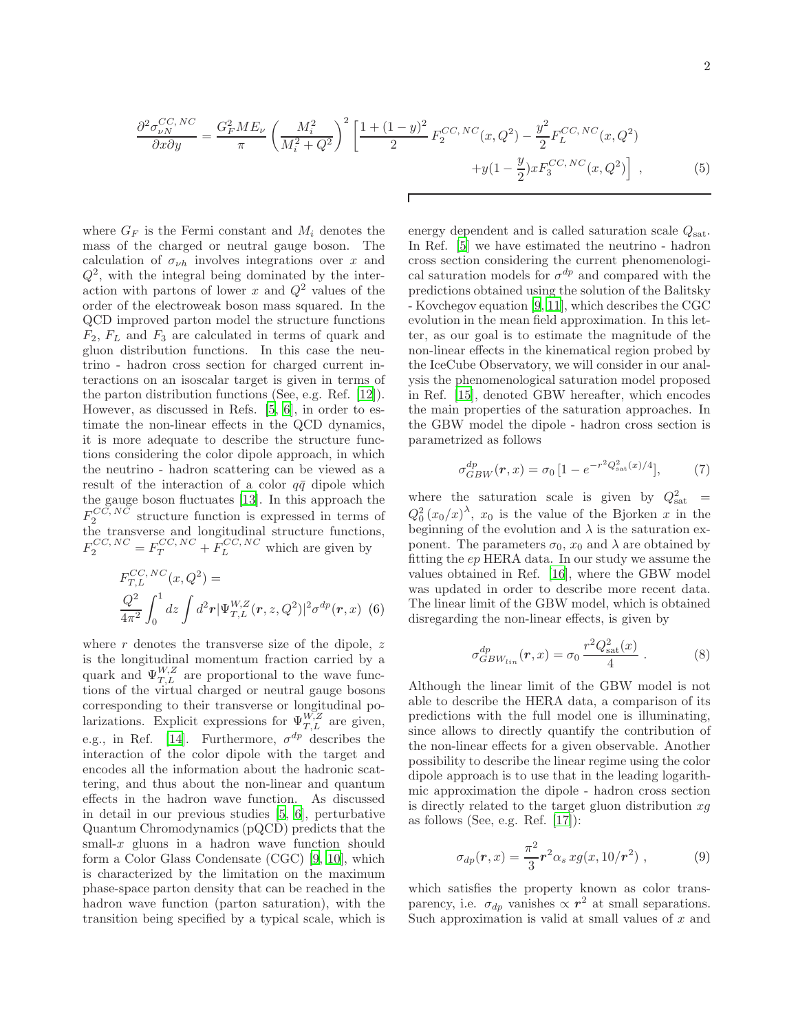$$
\frac{\partial^2 \sigma_{\nu N}^{CC,NC}}{\partial x \partial y} = \frac{G_F^2 M E_\nu}{\pi} \left( \frac{M_i^2}{M_i^2 + Q^2} \right)^2 \left[ \frac{1 + (1-y)^2}{2} F_2^{CC,NC}(x,Q^2) - \frac{y^2}{2} F_L^{CC,NC}(x,Q^2) + y(1 - \frac{y}{2}) x F_3^{CC,NC}(x,Q^2) \right] , \tag{5}
$$

where $G_F$ is the Fermi constant and $M_i$ denotes the mass of the charged or neutral gauge boson. The calculation of $\sigma_{\nu h}$ involves integrations over $x$ and $Q^2$, with the integral being dominated by the interaction with partons of lower $x$ and $Q^2$ values of the order of the electroweak boson mass squared. In the QCD improved parton model the structure functions $F_2$, $F_L$ and $F_3$ are calculated in terms of quark and gluon distribution functions. In this case the neutrino - hadron cross section for charged current interactions on an isoscalar target is given in terms of the parton distribution functions (See, e.g. Ref. [12]). However, as discussed in Refs. [5, 6], in order to estimate the non-linear effects in the QCD dynamics, it is more adequate to describe the structure functions considering the color dipole approach, in which the neutrino - hadron scattering can be viewed as a result of the interaction of a color $q\bar{q}$ dipole which the gauge boson fluctuates [13]. In this approach the $F_2^{CC,NC}$ structure function is expressed in terms of the transverse and longitudinal structure functions, $F_2^{CC,NC} = F_T^{CC,NC} + F_L^{CC,NC}$ which are given by

$$
F_{T,L}^{CC,NC}(x,Q^2) = \frac{Q^2}{4\pi^2} \int_0^1 dz \int d^2\boldsymbol{r} |\Psi_{T,L}^{W,Z}(\boldsymbol{r},z,Q^2)|^2 \sigma^{dp}(\boldsymbol{r},x) \tag{6}
$$

where $r$ denotes the transverse size of the dipole, $z$ is the longitudinal momentum fraction carried by a quark and $\Psi_{T,L}^{W,Z}$ are proportional to the wave functions of the virtual charged or neutral gauge bosons corresponding to their transverse or longitudinal polarizations. Explicit expressions for $\Psi_{T,L}^{W,Z}$ are given, e.g., in Ref. [14]. Furthermore, $\sigma^{dp}$ describes the interaction of the color dipole with the target and encodes all the information about the hadronic scattering, and thus about the non-linear and quantum effects in the hadron wave function. As discussed in detail in our previous studies [5, 6], perturbative Quantum Chromodynamics (pQCD) predicts that the small-$x$ gluons in a hadron wave function should form a Color Glass Condensate (CGC) [9, 10], which is characterized by the limitation on the maximum phase-space parton density that can be reached in the hadron wave function (parton saturation), with the transition being specified by a typical scale, which is energy dependent and is called saturation scale $Q_{\rm sat}$. In Ref. [5] we have estimated the neutrino - hadron cross section considering the current phenomenological saturation models for $\sigma^{dp}$ and compared with the predictions obtained using the solution of the Balitsky - Kovchegov equation [9, 11], which describes the CGC evolution in the mean field approximation. In this letter, as our goal is to estimate the magnitude of the non-linear effects in the kinematical region probed by the IceCube Observatory, we will consider in our analysis the phenomenological saturation model proposed in Ref. [15], denoted GBW hereafter, which encodes the main properties of the saturation approaches. In the GBW model the dipole - hadron cross section is parametrized as follows

$$
\sigma_{GBW}^{dp}(\boldsymbol{r},x) = \sigma_0 \left[1 - e^{-r^2 Q_{\rm sat}^2(x)/4}\right], \tag{7}
$$

where the saturation scale is given by $Q_{\rm sat}^2 = Q_0^2 (x_0/x)^\lambda$, $x_0$ is the value of the Bjorken $x$ in the beginning of the evolution and $\lambda$ is the saturation exponent. The parameters $\sigma_0$, $x_0$ and $\lambda$ are obtained by fitting the $ep$ HERA data. In our study we assume the values obtained in Ref. [16], where the GBW model was updated in order to describe more recent data. The linear limit of the GBW model, which is obtained disregarding the non-linear effects, is given by

$$
\sigma_{GBW_{lin}}^{dp}(\boldsymbol{r},x) = \sigma_0 \, \frac{r^2 Q_{\rm sat}^2(x)}{4} \; . \tag{8}
$$

Although the linear limit of the GBW model is not able to describe the HERA data, a comparison of its predictions with the full model one is illuminating, since allows to directly quantify the contribution of the non-linear effects for a given observable. Another possibility to describe the linear regime using the color dipole approach is to use that in the leading logarithmic approximation the dipole - hadron cross section is directly related to the target gluon distribution $xg$ as follows (See, e.g. Ref. [17]):

$$
\sigma_{dp}(\boldsymbol{r},x) = \frac{\pi^2}{3} \boldsymbol{r}^2 \alpha_s \, xg(x, 10/\boldsymbol{r}^2) \; , \tag{9}
$$

which satisfies the property known as color transparency, i.e. $\sigma_{dp}$ vanishes $\propto \boldsymbol{r}^2$ at small separations. Such approximation is valid at small values of $x$ and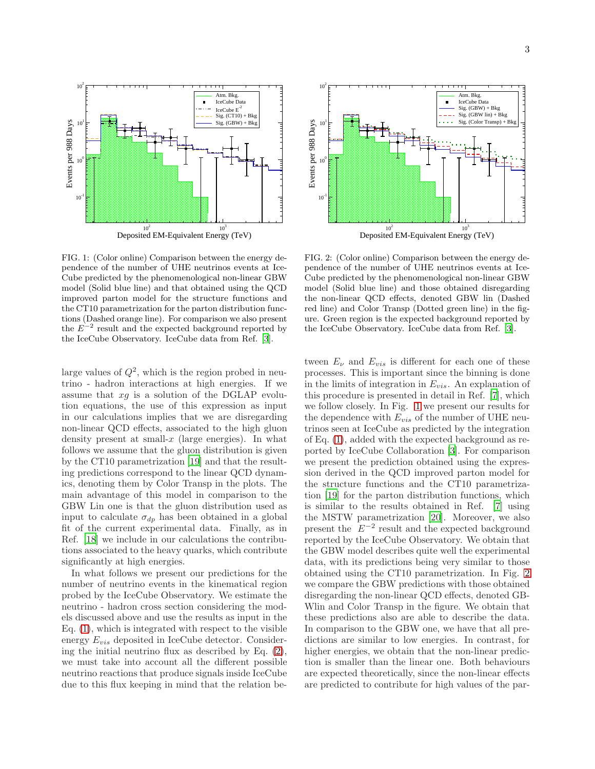FIG. 1: (Color online) Comparison between the energy dependence of the number of UHE neutrinos events at IceCube predicted by the phenomenological non-linear GBW model (Solid blue line) and that obtained using the QCD improved parton model for the structure functions and the CT10 parametrization for the parton distribution functions (Dashed orange line). For comparison we also present the $E^{-2}$ result and the expected background reported by the IceCube Observatory. IceCube data from Ref. [3].

FIG. 2: (Color online) Comparison between the energy dependence of the number of UHE neutrinos events at IceCube predicted by the phenomenological non-linear GBW model (Solid blue line) and those obtained disregarding the non-linear QCD effects, denoted GBW lin (Dashed red line) and Color Transp (Dotted green line) in the figure. Green region is the expected background reported by the IceCube Observatory. IceCube data from Ref. [3].

large values of $Q^2$, which is the region probed in neutrino - hadron interactions at high energies. If we assume that $xg$ is a solution of the DGLAP evolution equations, the use of this expression as input in our calculations implies that we are disregarding non-linear QCD effects, associated to the high gluon density present at small-$x$ (large energies). In what follows we assume that the gluon distribution is given by the CT10 parametrization [19] and that the resulting predictions correspond to the linear QCD dynamics, denoting them by Color Transp in the plots. The main advantage of this model in comparison to the GBW Lin one is that the gluon distribution used as input to calculate $\sigma_{dp}$ has been obtained in a global fit of the current experimental data. Finally, as in Ref. [18] we include in our calculations the contributions associated to the heavy quarks, which contribute significantly at high energies.

In what follows we present our predictions for the number of neutrino events in the kinematical region probed by the IceCube Observatory. We estimate the neutrino - hadron cross section considering the models discussed above and use the results as input in the Eq. (1), which is integrated with respect to the visible energy $E_{vis}$ deposited in IceCube detector. Considering the initial neutrino flux as described by Eq. (2), we must take into account all the different possible neutrino reactions that produce signals inside IceCube due to this flux keeping in mind that the relation between $E_\nu$ and $E_{vis}$ is different for each one of these processes. This is important since the binning is done in the limits of integration in $E_{vis}$. An explanation of this procedure is presented in detail in Ref. [7], which we follow closely. In Fig. 1 we present our results for the dependence with $E_{vis}$ of the number of UHE neutrinos seen at IceCube as predicted by the integration of Eq. (1), added with the expected background as reported by IceCube Collaboration [3]. For comparison we present the prediction obtained using the expression derived in the QCD improved parton model for the structure functions and the CT10 parametrization [19] for the parton distribution functions, which is similar to the results obtained in Ref. [7] using the MSTW parametrization [20]. Moreover, we also present the $E^{-2}$ result and the expected background reported by the IceCube Observatory. We obtain that the GBW model describes quite well the experimental data, with its predictions being very similar to those obtained using the CT10 parametrization. In Fig. 2 we compare the GBW predictions with those obtained disregarding the non-linear QCD effects, denoted GBWlin and Color Transp in the figure. We obtain that these predictions also are able to describe the data. In comparison to the GBW one, we have that all predictions are similar to low energies. In contrast, for higher energies, we obtain that the non-linear prediction is smaller than the linear one. Both behaviours are expected theoretically, since the non-linear effects are predicted to contribute for high values of the par-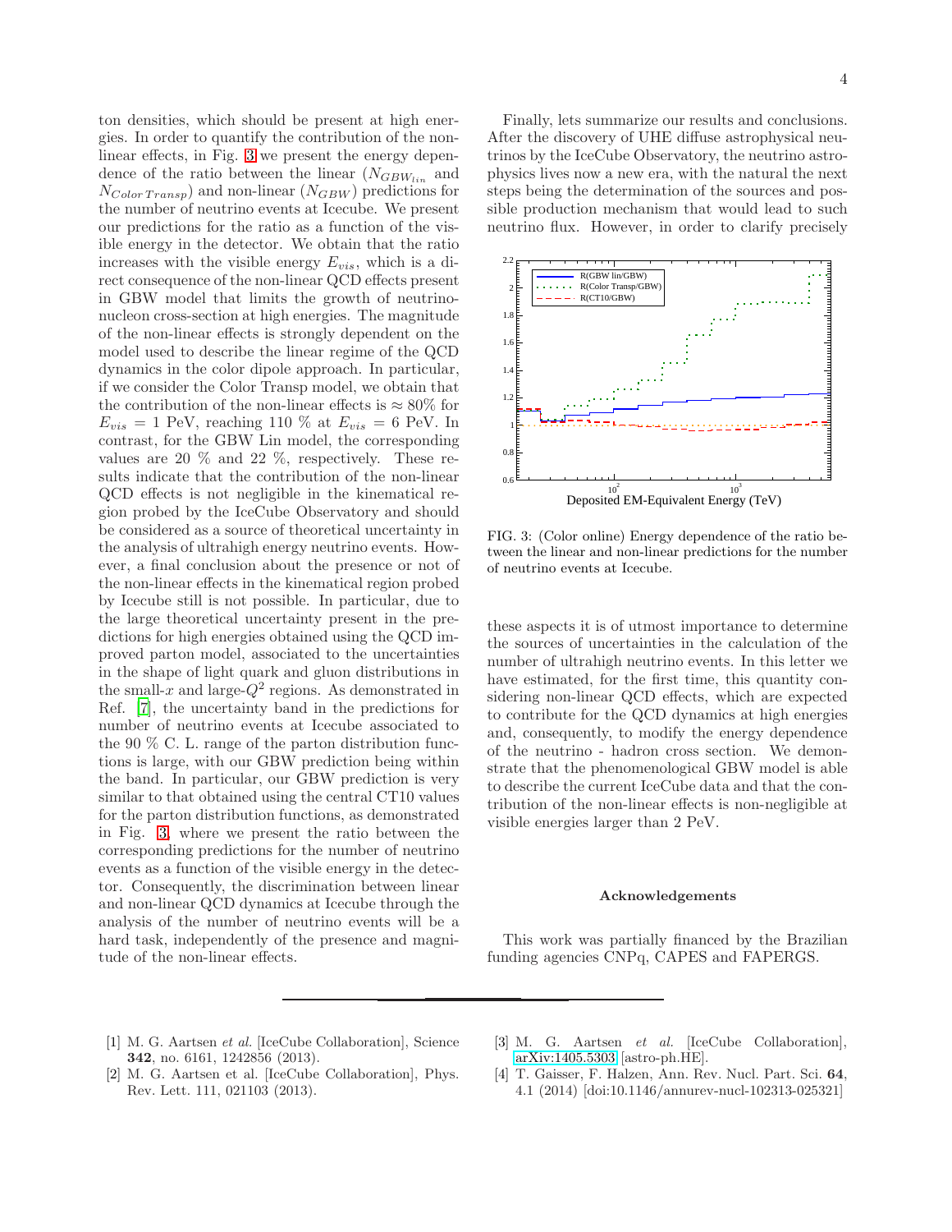ton densities, which should be present at high energies. In order to quantify the contribution of the non-linear effects, in Fig. 3 we present the energy dependence of the ratio between the linear ($N_{GBW_{lin}}$ and $N_{Color\,Transp}$) and non-linear ($N_{GBW}$) predictions for the number of neutrino events at Icecube. We present our predictions for the ratio as a function of the visible energy in the detector. We obtain that the ratio increases with the visible energy $E_{vis}$, which is a direct consequence of the non-linear QCD effects present in GBW model that limits the growth of neutrino-nucleon cross-section at high energies. The magnitude of the non-linear effects is strongly dependent on the model used to describe the linear regime of the QCD dynamics in the color dipole approach. In particular, if we consider the Color Transp model, we obtain that the contribution of the non-linear effects is $\approx 80\%$ for $E_{vis} = 1$ PeV, reaching 110 % at $E_{vis} = 6$ PeV. In contrast, for the GBW Lin model, the corresponding values are 20 % and 22 %, respectively. These results indicate that the contribution of the non-linear QCD effects is not negligible in the kinematical region probed by the IceCube Observatory and should be considered as a source of theoretical uncertainty in the analysis of ultrahigh energy neutrino events. However, a final conclusion about the presence or not of the non-linear effects in the kinematical region probed by Icecube still is not possible. In particular, due to the large theoretical uncertainty present in the predictions for high energies obtained using the QCD improved parton model, associated to the uncertainties in the shape of light quark and gluon distributions in the small-$x$ and large-$Q^2$ regions. As demonstrated in Ref. [7], the uncertainty band in the predictions for number of neutrino events at Icecube associated to the 90 % C. L. range of the parton distribution functions is large, with our GBW prediction being within the band. In particular, our GBW prediction is very similar to that obtained using the central CT10 values for the parton distribution functions, as demonstrated in Fig. 3, where we present the ratio between the corresponding predictions for the number of neutrino events as a function of the visible energy in the detector. Consequently, the discrimination between linear and non-linear QCD dynamics at Icecube through the analysis of the number of neutrino events will be a hard task, independently of the presence and magnitude of the non-linear effects.

Finally, lets summarize our results and conclusions. After the discovery of UHE diffuse astrophysical neutrinos by the IceCube Observatory, the neutrino astrophysics lives now a new era, with the natural the next steps being the determination of the sources and possible production mechanism that would lead to such neutrino flux. However, in order to clarify precisely these aspects it is of utmost importance to determine the sources of uncertainties in the calculation of the number of ultrahigh neutrino events. In this letter we have estimated, for the first time, this quantity considering non-linear QCD effects, which are expected to contribute for the QCD dynamics at high energies and, consequently, to modify the energy dependence of the neutrino - hadron cross section. We demonstrate that the phenomenological GBW model is able to describe the current IceCube data and that the contribution of the non-linear effects is non-negligible at visible energies larger than 2 PeV.

FIG. 3: (Color online) Energy dependence of the ratio between the linear and non-linear predictions for the number of neutrino events at Icecube.

### Acknowledgements

This work was partially financed by the Brazilian funding agencies CNPq, CAPES and FAPERGS.

---

[1] M. G. Aartsen *et al.* [IceCube Collaboration], Science **342**, no. 6161, 1242856 (2013).

[2] M. G. Aartsen et al. [IceCube Collaboration], Phys. Rev. Lett. 111, 021103 (2013).

[3] M. G. Aartsen *et al.* [IceCube Collaboration], arXiv:1405.5303 [astro-ph.HE].

[4] T. Gaisser, F. Halzen, Ann. Rev. Nucl. Part. Sci. **64**, 4.1 (2014) [doi:10.1146/annurev-nucl-102313-025321]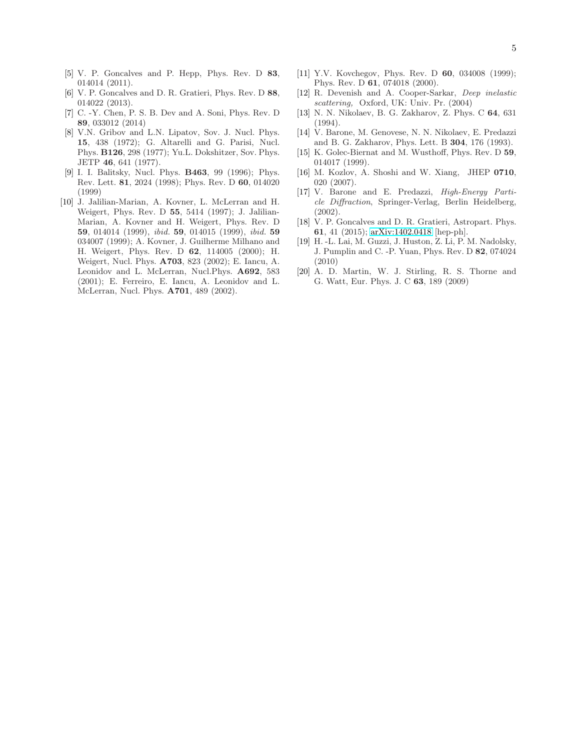[5] V. P. Goncalves and P. Hepp, Phys. Rev. D **83**, 014014 (2011).

[6] V. P. Goncalves and D. R. Gratieri, Phys. Rev. D **88**, 014022 (2013).

[7] C. -Y. Chen, P. S. B. Dev and A. Soni, Phys. Rev. D **89**, 033012 (2014)

[8] V.N. Gribov and L.N. Lipatov, Sov. J. Nucl. Phys. **15**, 438 (1972); G. Altarelli and G. Parisi, Nucl. Phys. **B126**, 298 (1977); Yu.L. Dokshitzer, Sov. Phys. JETP **46**, 641 (1977).

[9] I. I. Balitsky, Nucl. Phys. **B463**, 99 (1996); Phys. Rev. Lett. **81**, 2024 (1998); Phys. Rev. D **60**, 014020 (1999)

[10] J. Jalilian-Marian, A. Kovner, L. McLerran and H. Weigert, Phys. Rev. D **55**, 5414 (1997); J. Jalilian-Marian, A. Kovner and H. Weigert, Phys. Rev. D **59**, 014014 (1999), *ibid.* **59**, 014015 (1999), *ibid.* **59** 034007 (1999); A. Kovner, J. Guilherme Milhano and H. Weigert, Phys. Rev. D **62**, 114005 (2000); H. Weigert, Nucl. Phys. **A703**, 823 (2002); E. Iancu, A. Leonidov and L. McLerran, Nucl.Phys. **A692**, 583 (2001); E. Ferreiro, E. Iancu, A. Leonidov and L. McLerran, Nucl. Phys. **A701**, 489 (2002).

[11] Y.V. Kovchegov, Phys. Rev. D **60**, 034008 (1999); Phys. Rev. D **61**, 074018 (2000).

[12] R. Devenish and A. Cooper-Sarkar, *Deep inelastic scattering,* Oxford, UK: Univ. Pr. (2004)

[13] N. N. Nikolaev, B. G. Zakharov, Z. Phys. C **64**, 631 (1994).

[14] V. Barone, M. Genovese, N. N. Nikolaev, E. Predazzi and B. G. Zakharov, Phys. Lett. B **304**, 176 (1993).

[15] K. Golec-Biernat and M. Wusthoff, Phys. Rev. D **59**, 014017 (1999).

[16] M. Kozlov, A. Shoshi and W. Xiang, JHEP **0710**, 020 (2007).

[17] V. Barone and E. Predazzi, *High-Energy Particle Diffraction*, Springer-Verlag, Berlin Heidelberg, (2002).

[18] V. P. Goncalves and D. R. Gratieri, Astropart. Phys. **61**, 41 (2015); arXiv:1402.0418 [hep-ph].

[19] H. -L. Lai, M. Guzzi, J. Huston, Z. Li, P. M. Nadolsky, J. Pumplin and C. -P. Yuan, Phys. Rev. D **82**, 074024 (2010)

[20] A. D. Martin, W. J. Stirling, R. S. Thorne and G. Watt, Eur. Phys. J. C **63**, 189 (2009)